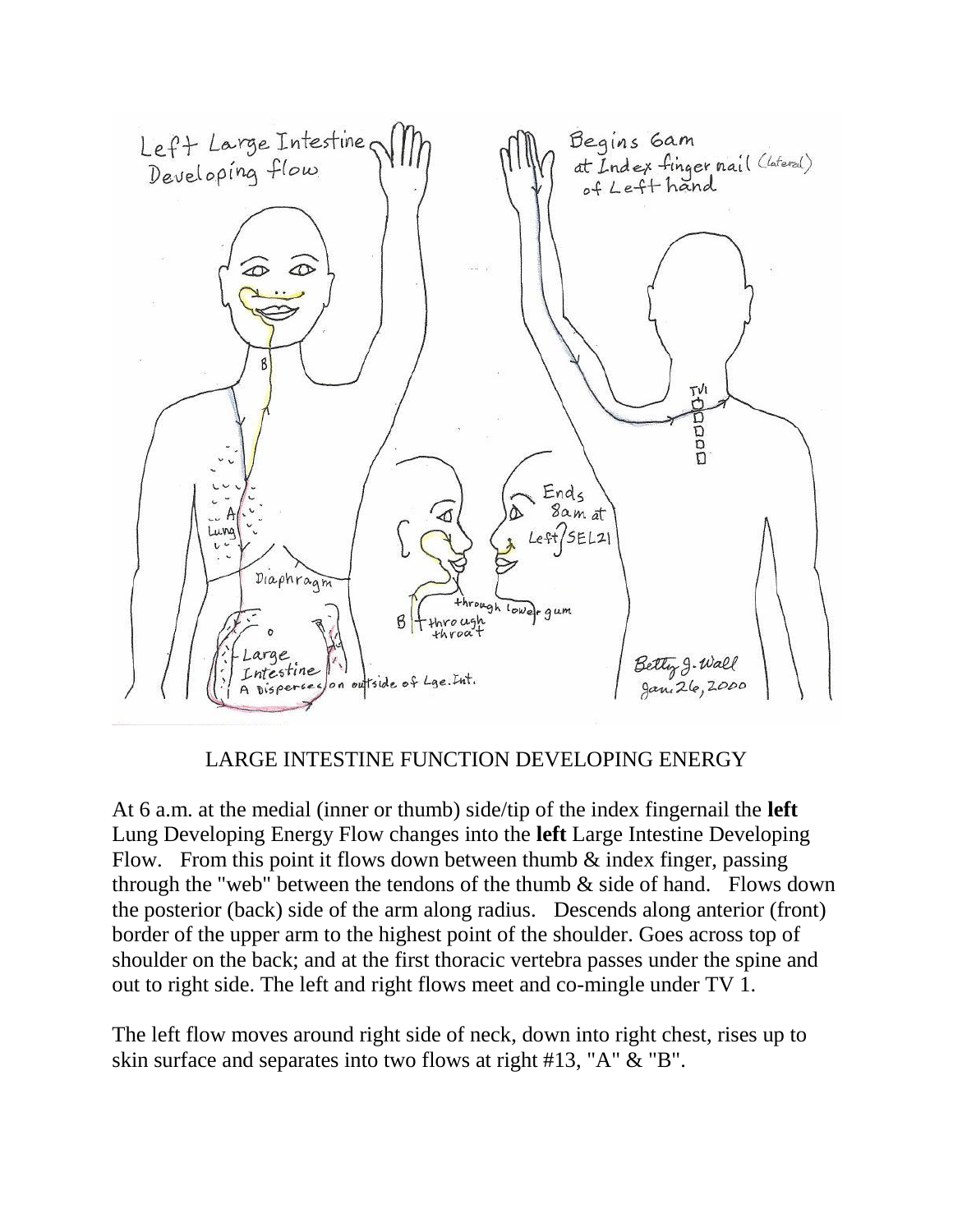## LARGE INTESTINE FUNCTION DEVELOPING ENERGY

At 6 a.m. at the medial (inner or thumb) side/tip of the index fingernail the **left** Lung Developing Energy Flow changes into the **left** Large Intestine Developing Flow. From this point it flows down between thumb & index finger, passing through the "web" between the tendons of the thumb & side of hand. Flows down the posterior (back) side of the arm along radius. Descends along anterior (front) border of the upper arm to the highest point of the shoulder. Goes across top of shoulder on the back; and at the first thoracic vertebra passes under the spine and out to right side. The left and right flows meet and co-mingle under TV 1.

The left flow moves around right side of neck, down into right chest, rises up to skin surface and separates into two flows at right #13, "A" & "B".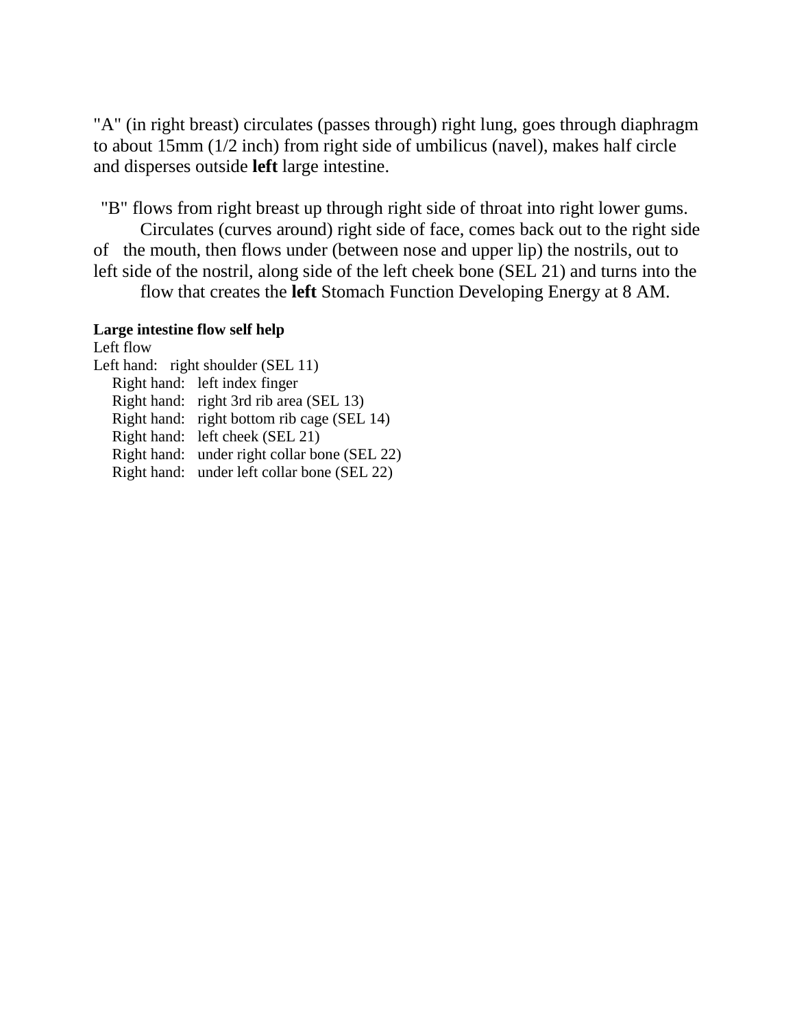"A" (in right breast) circulates (passes through) right lung, goes through diaphragm to about 15mm (1/2 inch) from right side of umbilicus (navel), makes half circle and disperses outside **left** large intestine.

"B" flows from right breast up through right side of throat into right lower gums. Circulates (curves around) right side of face, comes back out to the right side of the mouth, then flows under (between nose and upper lip) the nostrils, out to left side of the nostril, along side of the left cheek bone (SEL 21) and turns into the flow that creates the **left** Stomach Function Developing Energy at 8 AM.

**Large intestine flow self help**

Left flow

Left hand: right shoulder (SEL 11)

- Right hand: left index finger
- Right hand: right 3rd rib area (SEL 13)
- Right hand: right bottom rib cage (SEL 14)
- Right hand: left cheek (SEL 21)
- Right hand: under right collar bone (SEL 22)
- Right hand: under left collar bone (SEL 22)